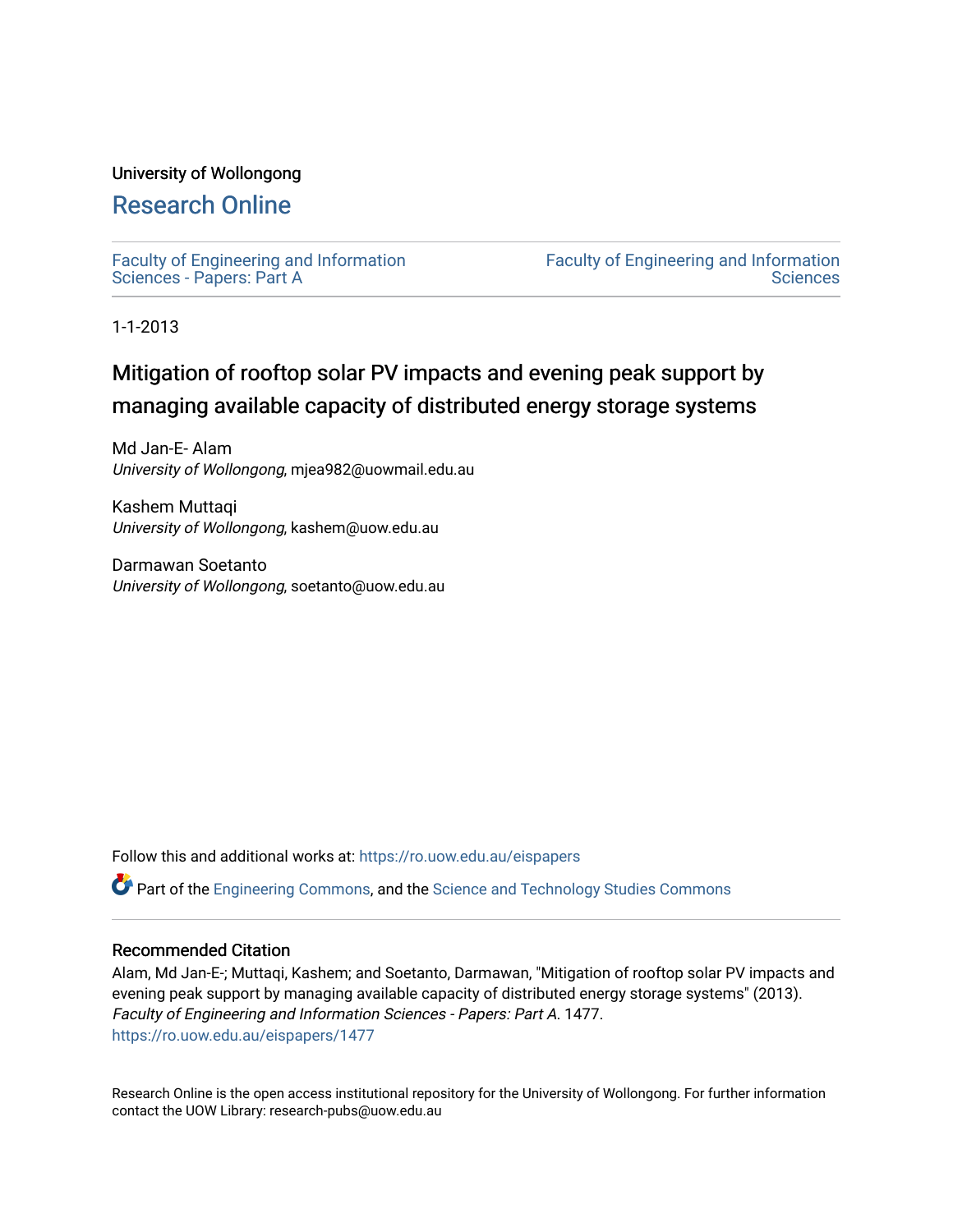University of Wollongong

# Research Online

Faculty of Engineering and Information Sciences - Papers: Part A

Faculty of Engineering and Information Sciences

1-1-2013

# Mitigation of rooftop solar PV impacts and evening peak support by managing available capacity of distributed energy storage systems

Md Jan-E- Alam
*University of Wollongong*, mjea982@uowmail.edu.au

Kashem Muttaqi
*University of Wollongong*, kashem@uow.edu.au

Darmawan Soetanto
*University of Wollongong*, soetanto@uow.edu.au

Follow this and additional works at: https://ro.uow.edu.au/eispapers

Part of the Engineering Commons, and the Science and Technology Studies Commons

## Recommended Citation

Alam, Md Jan-E-; Muttaqi, Kashem; and Soetanto, Darmawan, "Mitigation of rooftop solar PV impacts and evening peak support by managing available capacity of distributed energy storage systems" (2013). *Faculty of Engineering and Information Sciences - Papers: Part A*. 1477.
https://ro.uow.edu.au/eispapers/1477

Research Online is the open access institutional repository for the University of Wollongong. For further information contact the UOW Library: research-pubs@uow.edu.au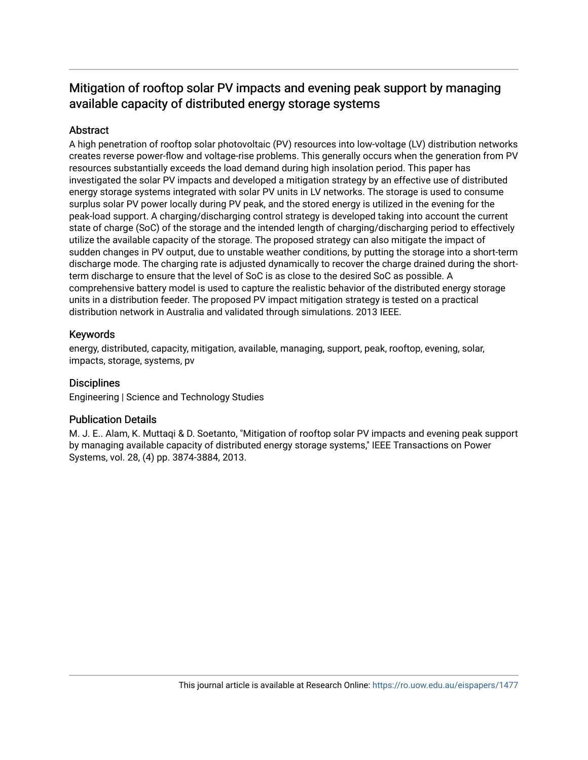# Mitigation of rooftop solar PV impacts and evening peak support by managing available capacity of distributed energy storage systems

## Abstract

A high penetration of rooftop solar photovoltaic (PV) resources into low-voltage (LV) distribution networks creates reverse power-flow and voltage-rise problems. This generally occurs when the generation from PV resources substantially exceeds the load demand during high insolation period. This paper has investigated the solar PV impacts and developed a mitigation strategy by an effective use of distributed energy storage systems integrated with solar PV units in LV networks. The storage is used to consume surplus solar PV power locally during PV peak, and the stored energy is utilized in the evening for the peak-load support. A charging/discharging control strategy is developed taking into account the current state of charge (SoC) of the storage and the intended length of charging/discharging period to effectively utilize the available capacity of the storage. The proposed strategy can also mitigate the impact of sudden changes in PV output, due to unstable weather conditions, by putting the storage into a short-term discharge mode. The charging rate is adjusted dynamically to recover the charge drained during the short-term discharge to ensure that the level of SoC is as close to the desired SoC as possible. A comprehensive battery model is used to capture the realistic behavior of the distributed energy storage units in a distribution feeder. The proposed PV impact mitigation strategy is tested on a practical distribution network in Australia and validated through simulations. 2013 IEEE.

## Keywords

energy, distributed, capacity, mitigation, available, managing, support, peak, rooftop, evening, solar, impacts, storage, systems, pv

## Disciplines

Engineering | Science and Technology Studies

## Publication Details

M. J. E.. Alam, K. Muttaqi & D. Soetanto, "Mitigation of rooftop solar PV impacts and evening peak support by managing available capacity of distributed energy storage systems," IEEE Transactions on Power Systems, vol. 28, (4) pp. 3874-3884, 2013.

This journal article is available at Research Online: https://ro.uow.edu.au/eispapers/1477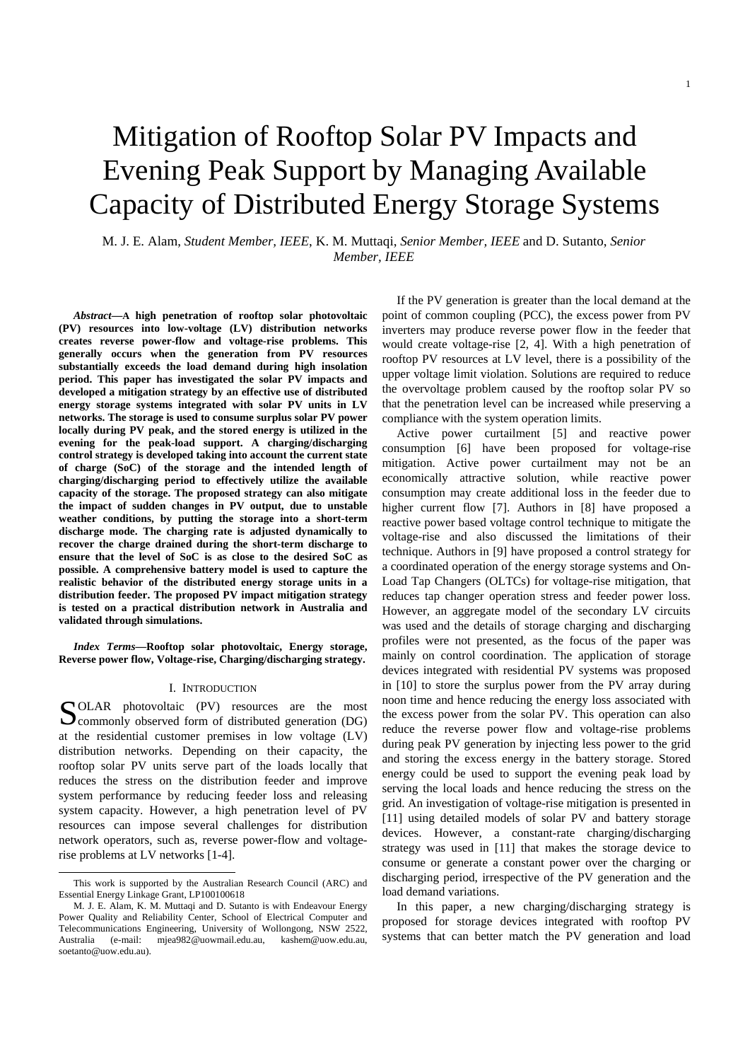# Mitigation of Rooftop Solar PV Impacts and Evening Peak Support by Managing Available Capacity of Distributed Energy Storage Systems

M. J. E. Alam, *Student Member, IEEE,* K. M. Muttaqi, *Senior Member, IEEE* and D. Sutanto, *Senior Member, IEEE*

***Abstract*—A high penetration of rooftop solar photovoltaic (PV) resources into low-voltage (LV) distribution networks creates reverse power-flow and voltage-rise problems. This generally occurs when the generation from PV resources substantially exceeds the load demand during high insolation period. This paper has investigated the solar PV impacts and developed a mitigation strategy by an effective use of distributed energy storage systems integrated with solar PV units in LV networks. The storage is used to consume surplus solar PV power locally during PV peak, and the stored energy is utilized in the evening for the peak-load support. A charging/discharging control strategy is developed taking into account the current state of charge (SoC) of the storage and the intended length of charging/discharging period to effectively utilize the available capacity of the storage. The proposed strategy can also mitigate the impact of sudden changes in PV output, due to unstable weather conditions, by putting the storage into a short-term discharge mode. The charging rate is adjusted dynamically to recover the charge drained during the short-term discharge to ensure that the level of SoC is as close to the desired SoC as possible. A comprehensive battery model is used to capture the realistic behavior of the distributed energy storage units in a distribution feeder. The proposed PV impact mitigation strategy is tested on a practical distribution network in Australia and validated through simulations.**

***Index Terms*—Rooftop solar photovoltaic, Energy storage, Reverse power flow, Voltage-rise, Charging/discharging strategy.**

## I. Introduction

SOLAR photovoltaic (PV) resources are the most commonly observed form of distributed generation (DG) at the residential customer premises in low voltage (LV) distribution networks. Depending on their capacity, the rooftop solar PV units serve part of the loads locally that reduces the stress on the distribution feeder and improve system performance by reducing feeder loss and releasing system capacity. However, a high penetration level of PV resources can impose several challenges for distribution network operators, such as, reverse power-flow and voltage-rise problems at LV networks [1-4].

This work is supported by the Australian Research Council (ARC) and Essential Energy Linkage Grant, LP100100618

M. J. E. Alam, K. M. Muttaqi and D. Sutanto is with Endeavour Energy Power Quality and Reliability Center, School of Electrical Computer and Telecommunications Engineering, University of Wollongong, NSW 2522, Australia (e-mail: mjea982@uowmail.edu.au, kashem@uow.edu.au, soetanto@uow.edu.au).

If the PV generation is greater than the local demand at the point of common coupling (PCC), the excess power from PV inverters may produce reverse power flow in the feeder that would create voltage-rise [2, 4]. With a high penetration of rooftop PV resources at LV level, there is a possibility of the upper voltage limit violation. Solutions are required to reduce the overvoltage problem caused by the rooftop solar PV so that the penetration level can be increased while preserving a compliance with the system operation limits.

Active power curtailment [5] and reactive power consumption [6] have been proposed for voltage-rise mitigation. Active power curtailment may not be an economically attractive solution, while reactive power consumption may create additional loss in the feeder due to higher current flow [7]. Authors in [8] have proposed a reactive power based voltage control technique to mitigate the voltage-rise and also discussed the limitations of their technique. Authors in [9] have proposed a control strategy for a coordinated operation of the energy storage systems and On-Load Tap Changers (OLTCs) for voltage-rise mitigation, that reduces tap changer operation stress and feeder power loss. However, an aggregate model of the secondary LV circuits was used and the details of storage charging and discharging profiles were not presented, as the focus of the paper was mainly on control coordination. The application of storage devices integrated with residential PV systems was proposed in [10] to store the surplus power from the PV array during noon time and hence reducing the energy loss associated with the excess power from the solar PV. This operation can also reduce the reverse power flow and voltage-rise problems during peak PV generation by injecting less power to the grid and storing the excess energy in the battery storage. Stored energy could be used to support the evening peak load by serving the local loads and hence reducing the stress on the grid. An investigation of voltage-rise mitigation is presented in [11] using detailed models of solar PV and battery storage devices. However, a constant-rate charging/discharging strategy was used in [11] that makes the storage device to consume or generate a constant power over the charging or discharging period, irrespective of the PV generation and the load demand variations.

In this paper, a new charging/discharging strategy is proposed for storage devices integrated with rooftop PV systems that can better match the PV generation and load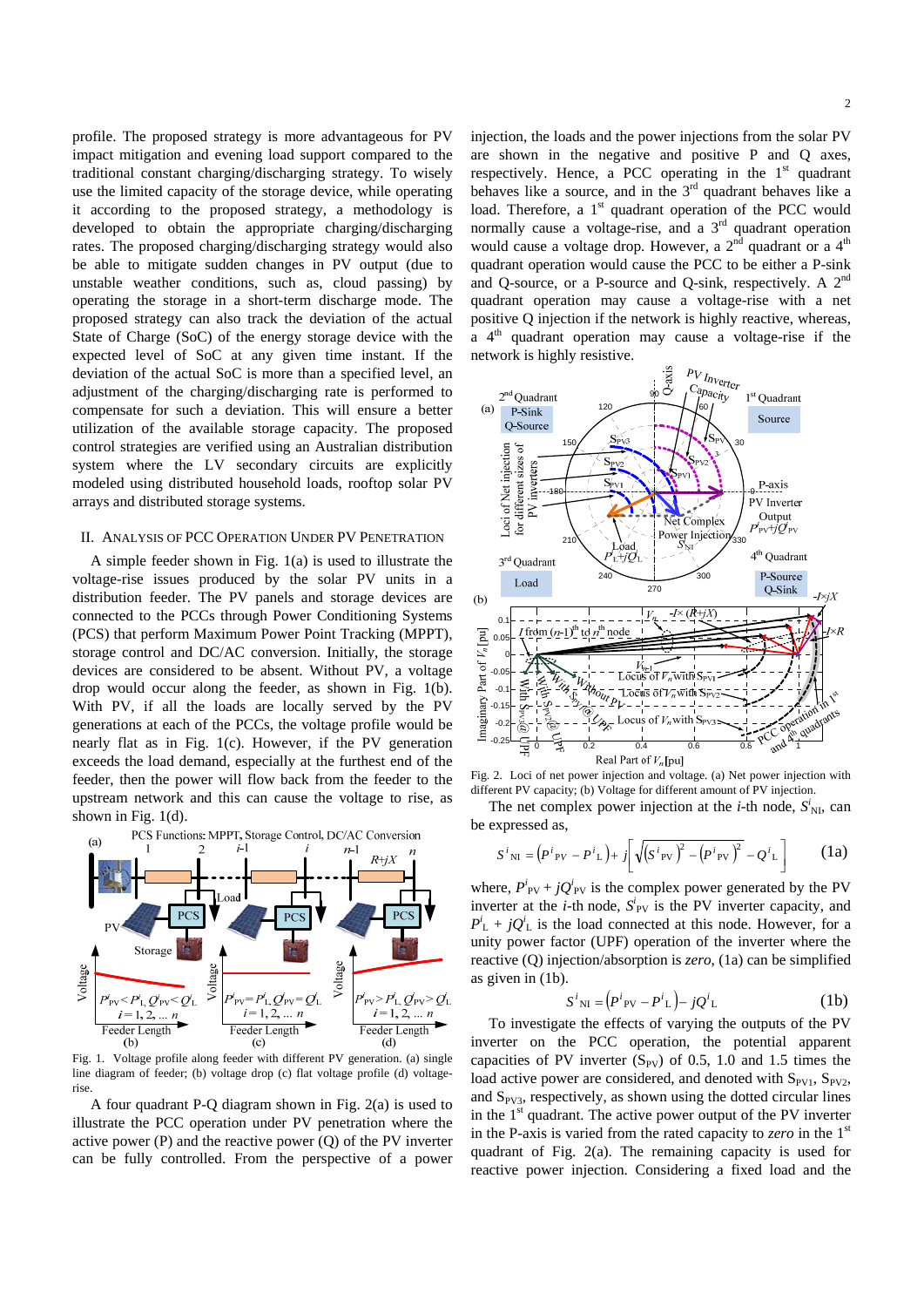profile. The proposed strategy is more advantageous for PV impact mitigation and evening load support compared to the traditional constant charging/discharging strategy. To wisely use the limited capacity of the storage device, while operating it according to the proposed strategy, a methodology is developed to obtain the appropriate charging/discharging rates. The proposed charging/discharging strategy would also be able to mitigate sudden changes in PV output (due to unstable weather conditions, such as, cloud passing) by operating the storage in a short-term discharge mode. The proposed strategy can also track the deviation of the actual State of Charge (SoC) of the energy storage device with the expected level of SoC at any given time instant. If the deviation of the actual SoC is more than a specified level, an adjustment of the charging/discharging rate is performed to compensate for such a deviation. This will ensure a better utilization of the available storage capacity. The proposed control strategies are verified using an Australian distribution system where the LV secondary circuits are explicitly modeled using distributed household loads, rooftop solar PV arrays and distributed storage systems.

## II. Analysis of PCC Operation Under PV Penetration

A simple feeder shown in Fig. 1(a) is used to illustrate the voltage-rise issues produced by the solar PV units in a distribution feeder. The PV panels and storage devices are connected to the PCCs through Power Conditioning Systems (PCS) that perform Maximum Power Point Tracking (MPPT), storage control and DC/AC conversion. Initially, the storage devices are considered to be absent. Without PV, a voltage drop would occur along the feeder, as shown in Fig. 1(b). With PV, if all the loads are locally served by the PV generations at each of the PCCs, the voltage profile would be nearly flat as in Fig. 1(c). However, if the PV generation exceeds the load demand, especially at the furthest end of the feeder, then the power will flow back from the feeder to the upstream network and this can cause the voltage to rise, as shown in Fig. 1(d).

(a) PCS Functions: MPPT, Storage Control, DC/AC Conversion

1 2 $i$-1 $i$ $n$-1 $n$ $R+jX$

Load PCS PCS PCS PV Storage

Voltage Voltage Voltage

$P_{PV} < P_L, Q_{PV} < Q_L$ $i = 1, 2, \ldots n$

$P_{PV} = P_L, Q_{PV} = Q_L$ $i = 1, 2, \ldots n$

$P_{PV} > P_L, Q_{PV} > Q_L$ $i = 1, 2, \ldots n$

Feeder Length (b) Feeder Length (c) Feeder Length (d)

Fig. 1. Voltage profile along feeder with different PV generation. (a) single line diagram of feeder; (b) voltage drop (c) flat voltage profile (d) voltage-rise.

A four quadrant P-Q diagram shown in Fig. 2(a) is used to illustrate the PCC operation under PV penetration where the active power (P) and the reactive power (Q) of the PV inverter can be fully controlled. From the perspective of a power injection, the loads and the power injections from the solar PV are shown in the negative and positive P and Q axes, respectively. Hence, a PCC operating in the 1[st] quadrant behaves like a source, and in the 3[rd] quadrant behaves like a load. Therefore, a 1[st] quadrant operation of the PCC would normally cause a voltage-rise, and a 3[rd] quadrant operation would cause a voltage drop. However, a 2[nd] quadrant or a 4[th] quadrant operation would cause the PCC to be either a P-sink and Q-source, or a P-source and Q-sink, respectively. A 2[nd] quadrant operation may cause a voltage-rise with a net positive Q injection if the network is highly reactive, whereas, a 4[th] quadrant operation may cause a voltage-rise if the network is highly resistive.

(a) 2[nd] Quadrant P-Sink Q-Source; 1[st] Quadrant Source; 3[rd] Quadrant Load; 4[th] Quadrant P-Source Q-Sink

Q-axis, P-axis, PV Inverter Capacity, PV Inverter Output $P^i_{PV}+jQ^i_{PV}$, Net Complex Power Injection $S^i_{NI}$, Load $P^i_L+jQ^i_L$, $S_{PV}$, $S_{PV1}$, $S_{PV2}$, $S_{PV3}$

Loci of Net injection for different sizes of PV inverters

90 60 30 0 330 300 270 240 210 180 150 120

(b) Imaginary Part of $V_n$ [pu]; Real Part of $V_n$ [pu]

0.1 0.05 0 -0.05 -0.1 -0.15 -0.2 -0.25; 0 0.2 0.4 0.6 0.8 1

$V_n$, $-I\times(R+jX)$, $I$ from $(n-1)^{th}$ to $n^{th}$ node, $V_{n-1}$, $-I\times jX$, $-I\times R$

Locus of $V_n$ with $S_{PV1}$; Locus of $V_n$ with $S_{PV2}$; Locus of $V_n$ with $S_{PV3}$

Without PV; With $S_{PV1}$ @ UPF; With $S_{PV2}$ @ UPF; With $S_{PV3}$ @ UPF

PCC operation in 1[st] and 4[th] quadrants

Fig. 2. Loci of net power injection and voltage. (a) Net power injection with different PV capacity; (b) Voltage for different amount of PV injection.

The net complex power injection at the $i$-th node, $S^i_{NI}$, can be expressed as,

$$S^i_{NI} = \left(P^i_{PV} - P^i_L\right) + j\left[\sqrt{\left(S^i_{PV}\right)^2 - \left(P^i_{PV}\right)^2} - Q^i_L\right] \tag{1a}$$

where, $P^i_{PV} + jQ^i_{PV}$ is the complex power generated by the PV inverter at the $i$-th node, $S^i_{PV}$ is the PV inverter capacity, and $P^i_L + jQ^i_L$ is the load connected at this node. However, for a unity power factor (UPF) operation of the inverter where the reactive (Q) injection/absorption is *zero*, (1a) can be simplified as given in (1b).

$$S^i_{NI} = \left(P^i_{PV} - P^i_L\right) - jQ^i_L \tag{1b}$$

To investigate the effects of varying the outputs of the PV inverter on the PCC operation, the potential apparent capacities of PV inverter ($S_{PV}$) of 0.5, 1.0 and 1.5 times the load active power are considered, and denoted with $S_{PV1}$, $S_{PV2}$, and $S_{PV3}$, respectively, as shown using the dotted circular lines in the 1[st] quadrant. The active power output of the PV inverter in the P-axis is varied from the rated capacity to *zero* in the 1[st] quadrant of Fig. 2(a). The remaining capacity is used for reactive power injection. Considering a fixed load and the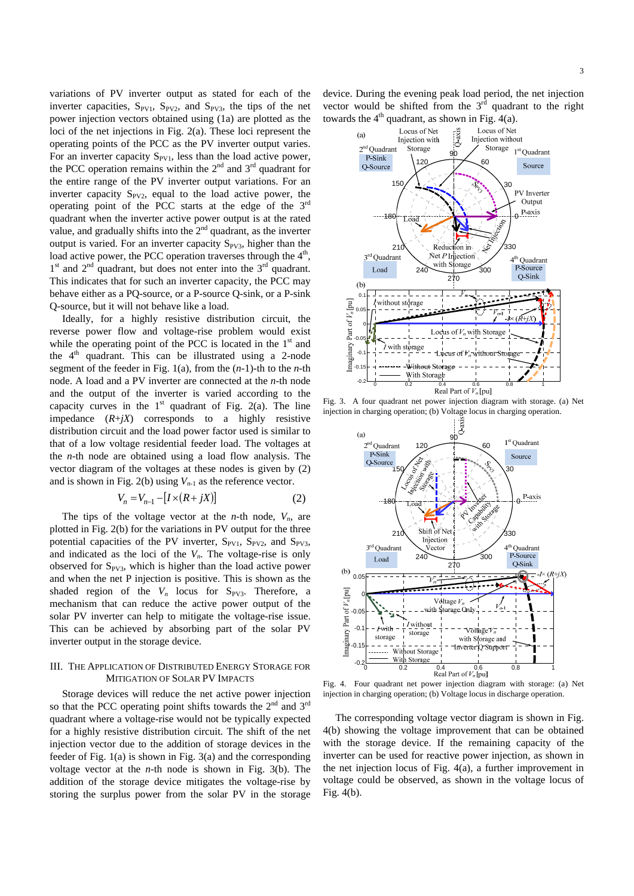variations of PV inverter output as stated for each of the inverter capacities, $S_{PV1}$, $S_{PV2}$, and $S_{PV3}$, the tips of the net power injection vectors obtained using (1a) are plotted as the loci of the net injections in Fig. 2(a). These loci represent the operating points of the PCC as the PV inverter output varies. For an inverter capacity $S_{PV1}$, less than the load active power, the PCC operation remains within the 2nd and 3rd quadrant for the entire range of the PV inverter output variations. For an inverter capacity $S_{PV2}$, equal to the load active power, the operating point of the PCC starts at the edge of the 3rd quadrant when the inverter active power output is at the rated value, and gradually shifts into the 2nd quadrant, as the inverter output is varied. For an inverter capacity $S_{PV3}$, higher than the load active power, the PCC operation traverses through the 4th, 1st and 2nd quadrant, but does not enter into the 3rd quadrant. This indicates that for such an inverter capacity, the PCC may behave either as a PQ-source, or a P-source Q-sink, or a P-sink Q-source, but it will not behave like a load.

Ideally, for a highly resistive distribution circuit, the reverse power flow and voltage-rise problem would exist while the operating point of the PCC is located in the 1st and the 4th quadrant. This can be illustrated using a 2-node segment of the feeder in Fig. 1(a), from the $(n$-1)-th to the $n$-th node. A load and a PV inverter are connected at the $n$-th node and the output of the inverter is varied according to the capacity curves in the 1st quadrant of Fig. 2(a). The line impedance $(R+jX)$ corresponds to a highly resistive distribution circuit and the load power factor is similar to that of a low voltage residential feeder load. The voltages at the $n$-th node are obtained using a load flow analysis. The vector diagram of the voltages at these nodes is given by (2) and is shown in Fig. 2(b) using $V_{n-1}$ as the reference vector.

$$V_n = V_{n-1} - [I \times (R + jX)] \tag{2}$$

The tips of the voltage vector at the $n$-th node, $V_n$, are plotted in Fig. 2(b) for the variations in PV output for the three potential capacities of the PV inverter, $S_{PV1}$, $S_{PV2}$, and $S_{PV3}$, and indicated as the loci of the $V_n$. The voltage-rise is only observed for $S_{PV3}$, which is higher than the load active power and when the net P injection is positive. This is shown as the shaded region of the $V_n$ locus for $S_{PV3}$. Therefore, a mechanism that can reduce the active power output of the solar PV inverter can help to mitigate the voltage-rise issue. This can be achieved by absorbing part of the solar PV inverter output in the storage device.

## III. The Application of Distributed Energy Storage for Mitigation of Solar PV Impacts

Storage devices will reduce the net active power injection so that the PCC operating point shifts towards the 2nd and 3rd quadrant where a voltage-rise would not be typically expected for a highly resistive distribution circuit. The shift of the net injection vector due to the addition of storage devices in the feeder of Fig. 1(a) is shown in Fig. 3(a) and the corresponding voltage vector at the $n$-th node is shown in Fig. 3(b). The addition of the storage device mitigates the voltage-rise by storing the surplus power from the solar PV in the storage device. During the evening peak load period, the net injection vector would be shifted from the 3rd quadrant to the right towards the 4th quadrant, as shown in Fig. 4(a).

Fig. 3. A four quadrant net power injection diagram with storage. (a) Net injection in charging operation; (b) Voltage locus in charging operation.

Fig. 4. Four quadrant net power injection diagram with storage: (a) Net injection in charging operation; (b) Voltage locus in discharge operation.

The corresponding voltage vector diagram is shown in Fig. 4(b) showing the voltage improvement that can be obtained with the storage device. If the remaining capacity of the inverter can be used for reactive power injection, as shown in the net injection locus of Fig. 4(a), a further improvement in voltage could be observed, as shown in the voltage locus of Fig. 4(b).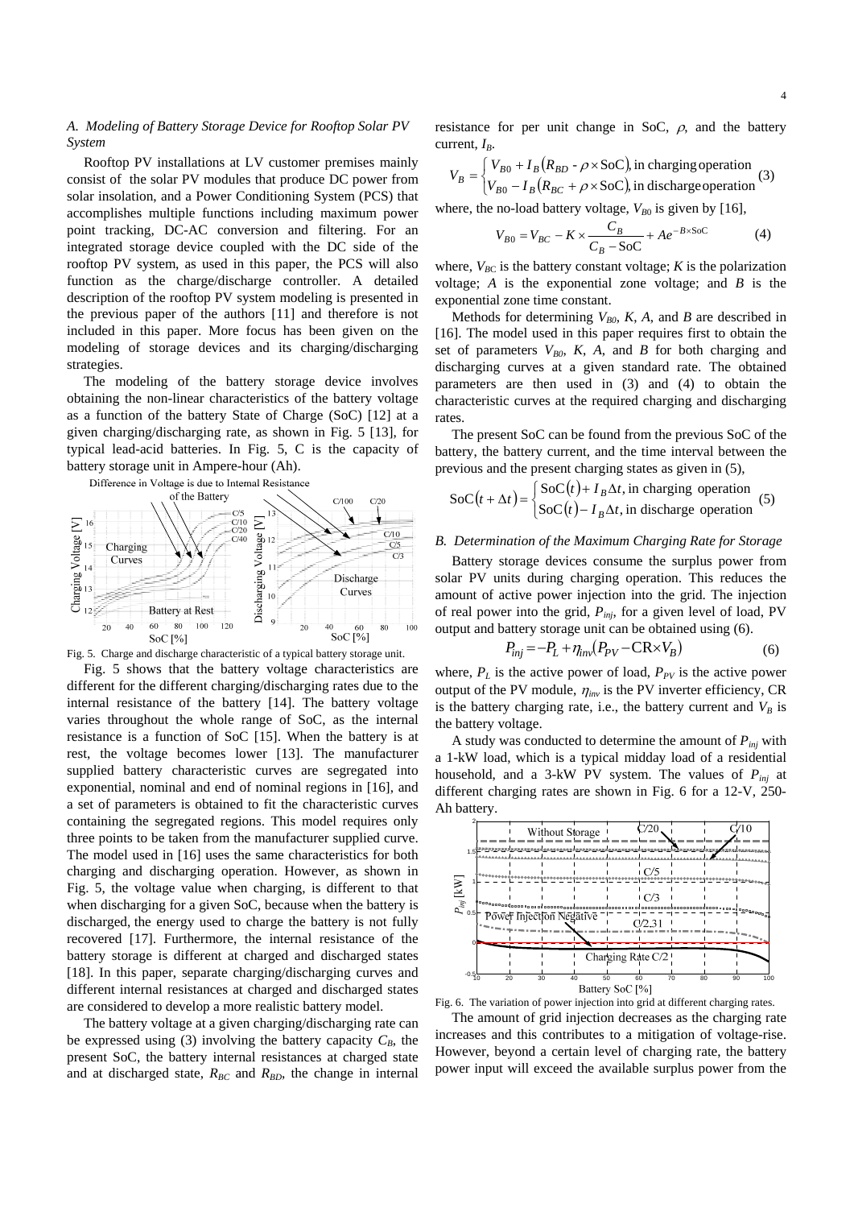### A. Modeling of Battery Storage Device for Rooftop Solar PV System

Rooftop PV installations at LV customer premises mainly consist of the solar PV modules that produce DC power from solar insolation, and a Power Conditioning System (PCS) that accomplishes multiple functions including maximum power point tracking, DC-AC conversion and filtering. For an integrated storage device coupled with the DC side of the rooftop PV system, as used in this paper, the PCS will also function as the charge/discharge controller. A detailed description of the rooftop PV system modeling is presented in the previous paper of the authors [11] and therefore is not included in this paper. More focus has been given on the modeling of storage devices and its charging/discharging strategies.

The modeling of the battery storage device involves obtaining the non-linear characteristics of the battery voltage as a function of the battery State of Charge (SoC) [12] at a given charging/discharging rate, as shown in Fig. 5 [13], for typical lead-acid batteries. In Fig. 5, C is the capacity of battery storage unit in Ampere-hour (Ah).

Fig. 5. Charge and discharge characteristic of a typical battery storage unit.

Fig. 5 shows that the battery voltage characteristics are different for the different charging/discharging rates due to the internal resistance of the battery [14]. The battery voltage varies throughout the whole range of SoC, as the internal resistance is a function of SoC [15]. When the battery is at rest, the voltage becomes lower [13]. The manufacturer supplied battery characteristic curves are segregated into exponential, nominal and end of nominal regions in [16], and a set of parameters is obtained to fit the characteristic curves containing the segregated regions. This model requires only three points to be taken from the manufacturer supplied curve. The model used in [16] uses the same characteristics for both charging and discharging operation. However, as shown in Fig. 5, the voltage value when charging, is different to that when discharging for a given SoC, because when the battery is discharged, the energy used to charge the battery is not fully recovered [17]. Furthermore, the internal resistance of the battery storage is different at charged and discharged states [18]. In this paper, separate charging/discharging curves and different internal resistances at charged and discharged states are considered to develop a more realistic battery model.

The battery voltage at a given charging/discharging rate can be expressed using (3) involving the battery capacity $C_B$, the present SoC, the battery internal resistances at charged state and at discharged state, $R_{BC}$ and $R_{BD}$, the change in internal resistance for per unit change in SoC, $\rho$, and the battery current, $I_B$.

$$V_B = \begin{cases} V_{B0} + I_B\left(R_{BD} - \rho \times \text{SoC}\right), \text{in charging operation} \\ V_{B0} - I_B\left(R_{BC} + \rho \times \text{SoC}\right), \text{in discharge operation} \end{cases} \quad (3)$$

where, the no-load battery voltage, $V_{B0}$ is given by [16],

$$V_{B0} = V_{BC} - K \times \frac{C_B}{C_B - \text{SoC}} + Ae^{-B \times \text{SoC}} \quad (4)$$

where, $V_{BC}$ is the battery constant voltage; $K$ is the polarization voltage; $A$ is the exponential zone voltage; and $B$ is the exponential zone time constant.

Methods for determining $V_{B0}$, $K$, $A$, and $B$ are described in [16]. The model used in this paper requires first to obtain the set of parameters $V_{B0}$, $K$, $A$, and $B$ for both charging and discharging curves at a given standard rate. The obtained parameters are then used in (3) and (4) to obtain the characteristic curves at the required charging and discharging rates.

The present SoC can be found from the previous SoC of the battery, the battery current, and the time interval between the previous and the present charging states as given in (5),

$$\text{SoC}(t + \Delta t) = \begin{cases} \text{SoC}(t) + I_B \Delta t, \text{in charging operation} \\ \text{SoC}(t) - I_B \Delta t, \text{in discharge operation} \end{cases} \quad (5)$$

### B. Determination of the Maximum Charging Rate for Storage

Battery storage devices consume the surplus power from solar PV units during charging operation. This reduces the amount of active power injection into the grid. The injection of real power into the grid, $P_{inj}$, for a given level of load, PV output and battery storage unit can be obtained using (6).

$$P_{inj} = -P_L + \eta_{inv}\left(P_{PV} - \text{CR} \times V_B\right) \quad (6)$$

where, $P_L$ is the active power of load, $P_{PV}$ is the active power output of the PV module, $\eta_{inv}$ is the PV inverter efficiency, CR is the battery charging rate, i.e., the battery current and $V_B$ is the battery voltage.

A study was conducted to determine the amount of $P_{inj}$ with a 1-kW load, which is a typical midday load of a residential household, and a 3-kW PV system. The values of $P_{inj}$ at different charging rates are shown in Fig. 6 for a 12-V, 250-Ah battery.

Fig. 6. The variation of power injection into grid at different charging rates.

The amount of grid injection decreases as the charging rate increases and this contributes to a mitigation of voltage-rise. However, beyond a certain level of charging rate, the battery power input will exceed the available surplus power from the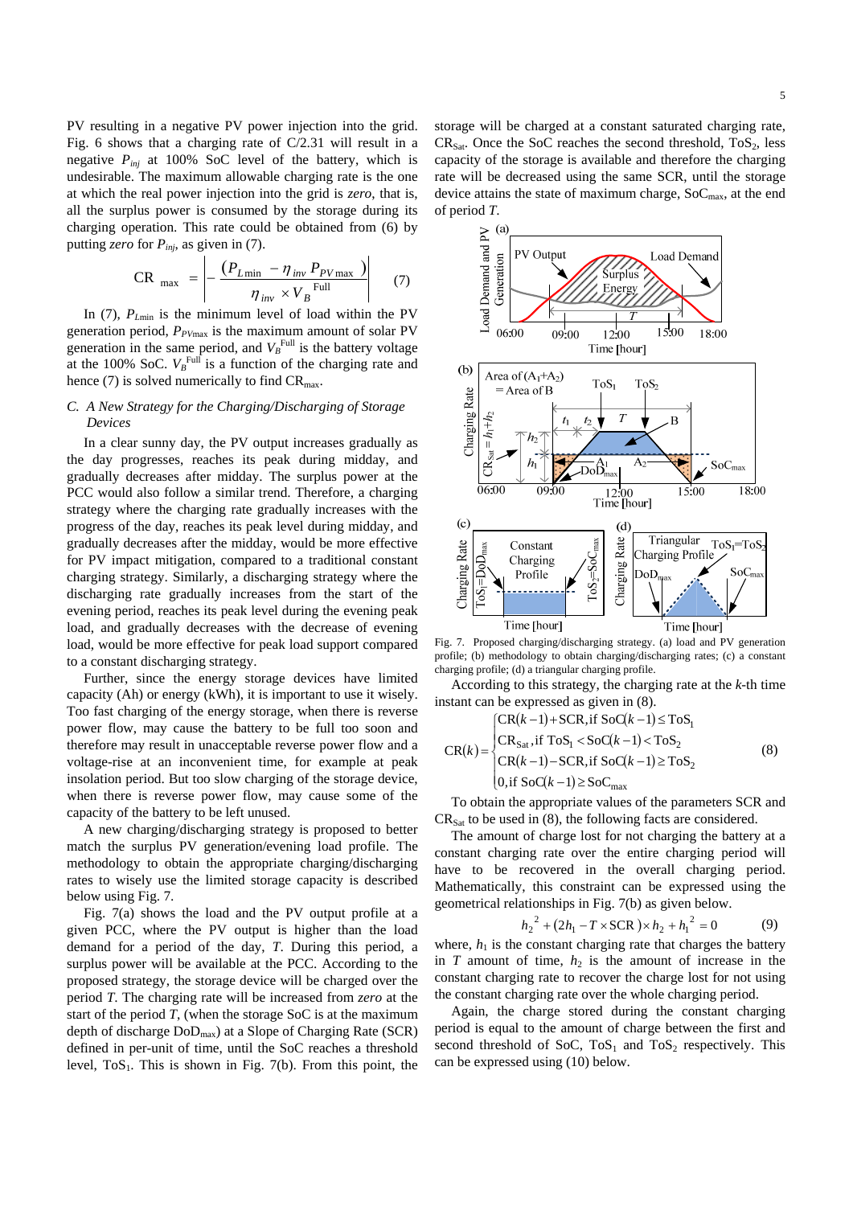PV resulting in a negative PV power injection into the grid. Fig. 6 shows that a charging rate of C/2.31 will result in a negative $P_{inj}$ at 100% SoC level of the battery, which is undesirable. The maximum allowable charging rate is the one at which the real power injection into the grid is *zero*, that is, all the surplus power is consumed by the storage during its charging operation. This rate could be obtained from (6) by putting *zero* for $P_{inj}$, as given in (7).

$$\mathrm{CR}_{\max} = \left| -\frac{(P_{L\min} - \eta_{inv} P_{PV\max})}{\eta_{inv} \times V_B^{\text{Full}}} \right| \qquad (7)$$

In (7), $P_{L\min}$ is the minimum level of load within the PV generation period, $P_{PV\max}$ is the maximum amount of solar PV generation in the same period, and $V_B^{\text{Full}}$ is the battery voltage at the 100% SoC. $V_B^{\text{Full}}$ is a function of the charging rate and hence (7) is solved numerically to find $\mathrm{CR}_{\max}$.

### C. A New Strategy for the Charging/Discharging of Storage Devices

In a clear sunny day, the PV output increases gradually as the day progresses, reaches its peak during midday, and gradually decreases after midday. The surplus power at the PCC would also follow a similar trend. Therefore, a charging strategy where the charging rate gradually increases with the progress of the day, reaches its peak level during midday, and gradually decreases after the midday, would be more effective for PV impact mitigation, compared to a traditional constant charging strategy. Similarly, a discharging strategy where the discharging rate gradually increases from the start of the evening period, reaches its peak level during the evening peak load, and gradually decreases with the decrease of evening load, would be more effective for peak load support compared to a constant discharging strategy.

Further, since the energy storage devices have limited capacity (Ah) or energy (kWh), it is important to use it wisely. Too fast charging of the energy storage, when there is reverse power flow, may cause the battery to be full too soon and therefore may result in unacceptable reverse power flow and a voltage-rise at an inconvenient time, for example at peak insolation period. But too slow charging of the storage device, when there is reverse power flow, may cause some of the capacity of the battery to be left unused.

A new charging/discharging strategy is proposed to better match the surplus PV generation/evening load profile. The methodology to obtain the appropriate charging/discharging rates to wisely use the limited storage capacity is described below using Fig. 7.

Fig. 7(a) shows the load and the PV output profile at a given PCC, where the PV output is higher than the load demand for a period of the day, $T$. During this period, a surplus power will be available at the PCC. According to the proposed strategy, the storage device will be charged over the period $T$. The charging rate will be increased from *zero* at the start of the period $T$, (when the storage SoC is at the maximum depth of discharge $\mathrm{DoD}_{\max}$) at a Slope of Charging Rate (SCR) defined in per-unit of time, until the SoC reaches a threshold level, $\mathrm{ToS}_1$. This is shown in Fig. 7(b). From this point, the storage will be charged at a constant saturated charging rate, $\mathrm{CR}_{\mathrm{Sat}}$. Once the SoC reaches the second threshold, $\mathrm{ToS}_2$, less capacity of the storage is available and therefore the charging rate will be decreased using the same SCR, until the storage device attains the state of maximum charge, $\mathrm{SoC}_{\max}$, at the end of period $T$.

(a)
Load Demand and PV Generation
PV Output
Surplus Energy
Load Demand
T
06:00 09:00 12:00 15:00 18:00
Time [hour]

(b)
Charging Rate
Area of (A1+A2) = Area of B
ToS1 ToS2
t1 t2 T B
CRSat = h1+h2
h2
h1
A1 A2
DoDmax
SoCmax
06:00 09:00 12:00 15:00 18:00
Time [hour]

(c)
Charging Rate
ToS1=DoDmax
Constant Charging Profile
ToS2=SoCmax
Time [hour]

(d)
Charging Rate
Triangular Charging Profile
ToS1=ToS2
DoDmax
SoCmax
Time [hour]

Fig. 7. Proposed charging/discharging strategy. (a) load and PV generation profile; (b) methodology to obtain charging/discharging rates; (c) a constant charging profile; (d) a triangular charging profile.

According to this strategy, the charging rate at the $k$-th time instant can be expressed as given in (8).

$$\mathrm{CR}(k) = \begin{cases} \mathrm{CR}(k-1) + \mathrm{SCR}, \text{if } \mathrm{SoC}(k-1) \le \mathrm{ToS}_1 \\ \mathrm{CR}_{\mathrm{Sat}}, \text{if } \mathrm{ToS}_1 < \mathrm{SoC}(k-1) < \mathrm{ToS}_2 \\ \mathrm{CR}(k-1) - \mathrm{SCR}, \text{if } \mathrm{SoC}(k-1) \ge \mathrm{ToS}_2 \\ 0, \text{if } \mathrm{SoC}(k-1) \ge \mathrm{SoC}_{\max} \end{cases} \qquad (8)$$

To obtain the appropriate values of the parameters SCR and $\mathrm{CR}_{\mathrm{Sat}}$ to be used in (8), the following facts are considered.

The amount of charge lost for not charging the battery at a constant charging rate over the entire charging period will have to be recovered in the overall charging period. Mathematically, this constraint can be expressed using the geometrical relationships in Fig. 7(b) as given below.

$$h_2^{\,2} + (2h_1 - T \times \mathrm{SCR}) \times h_2 + h_1^{\,2} = 0 \qquad (9)$$

where, $h_1$ is the constant charging rate that charges the battery in $T$ amount of time, $h_2$ is the amount of increase in the constant charging rate to recover the charge lost for not using the constant charging rate over the whole charging period.

Again, the charge stored during the constant charging period is equal to the amount of charge between the first and second threshold of SoC, $\mathrm{ToS}_1$ and $\mathrm{ToS}_2$ respectively. This can be expressed using (10) below.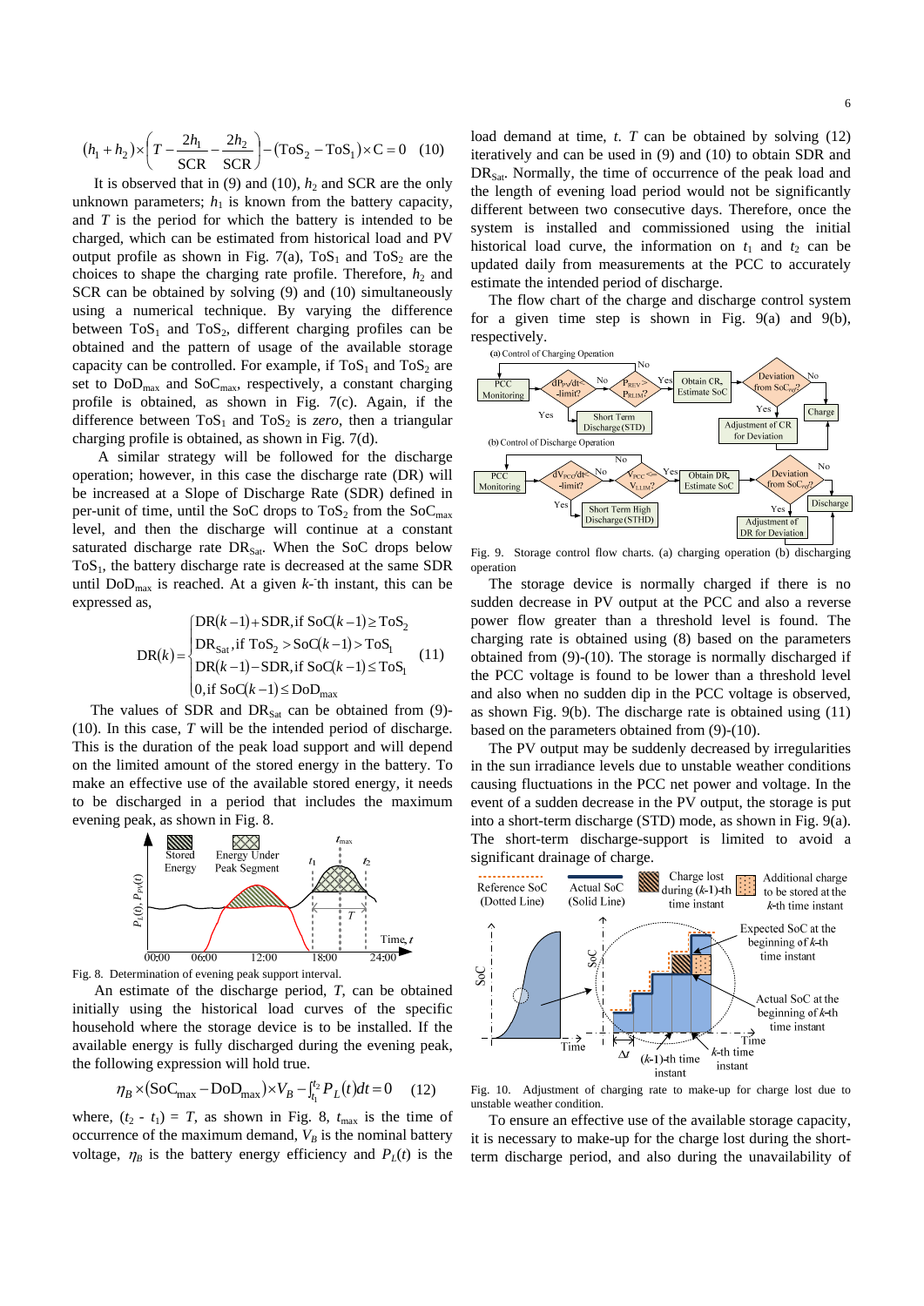$$(h_1 + h_2) \times \left( T - \frac{2h_1}{\text{SCR}} - \frac{2h_2}{\text{SCR}} \right) - (\text{ToS}_2 - \text{ToS}_1) \times \text{C} = 0 \quad (10)$$

It is observed that in (9) and (10), $h_2$ and SCR are the only unknown parameters; $h_1$ is known from the battery capacity, and $T$ is the period for which the battery is intended to be charged, which can be estimated from historical load and PV output profile as shown in Fig. 7(a), $\text{ToS}_1$ and $\text{ToS}_2$ are the choices to shape the charging rate profile. Therefore, $h_2$ and SCR can be obtained by solving (9) and (10) simultaneously using a numerical technique. By varying the difference between $\text{ToS}_1$ and $\text{ToS}_2$, different charging profiles can be obtained and the pattern of usage of the available storage capacity can be controlled. For example, if $\text{ToS}_1$ and $\text{ToS}_2$ are set to $\text{DoD}_{\max}$ and $\text{SoC}_{\max}$, respectively, a constant charging profile is obtained, as shown in Fig. 7(c). Again, if the difference between $\text{ToS}_1$ and $\text{ToS}_2$ is *zero*, then a triangular charging profile is obtained, as shown in Fig. 7(d).

A similar strategy will be followed for the discharge operation; however, in this case the discharge rate (DR) will be increased at a Slope of Discharge Rate (SDR) defined in per-unit of time, until the SoC drops to $\text{ToS}_2$ from the $\text{SoC}_{\max}$ level, and then the discharge will continue at a constant saturated discharge rate $\text{DR}_{\text{Sat}}$. When the SoC drops below $\text{ToS}_1$, the battery discharge rate is decreased at the same SDR until $\text{DoD}_{\max}$ is reached. At a given $k$-th instant, this can be expressed as,

$$\text{DR}(k) = \begin{cases} \text{DR}(k-1) + \text{SDR}, \text{if } \text{SoC}(k-1) \geq \text{ToS}_2 \\ \text{DR}_{\text{Sat}}, \text{if } \text{ToS}_2 > \text{SoC}(k-1) > \text{ToS}_1 \\ \text{DR}(k-1) - \text{SDR}, \text{if } \text{SoC}(k-1) \leq \text{ToS}_1 \\ 0, \text{if } \text{SoC}(k-1) \leq \text{DoD}_{\max} \end{cases} \quad (11)$$

The values of SDR and $\text{DR}_{\text{Sat}}$ can be obtained from (9)-(10). In this case, $T$ will be the intended period of discharge. This is the duration of the peak load support and will depend on the limited amount of the stored energy in the battery. To make an effective use of the available stored energy, it needs to be discharged in a period that includes the maximum evening peak, as shown in Fig. 8.

Fig. 8. Determination of evening peak support interval.

An estimate of the discharge period, $T$, can be obtained initially using the historical load curves of the specific household where the storage device is to be installed. If the available energy is fully discharged during the evening peak, the following expression will hold true.

$$\eta_B \times (\text{SoC}_{\max} - \text{DoD}_{\max}) \times V_B - \int_{t_1}^{t_2} P_L(t)dt = 0 \quad (12)$$

where, $(t_2 - t_1) = T$, as shown in Fig. 8, $t_{\max}$ is the time of occurrence of the maximum demand, $V_B$ is the nominal battery voltage, $\eta_B$ is the battery energy efficiency and $P_L(t)$ is the load demand at time, $t$. $T$ can be obtained by solving (12) iteratively and can be used in (9) and (10) to obtain SDR and $\text{DR}_{\text{Sat}}$. Normally, the time of occurrence of the peak load and the length of evening load period would not be significantly different between two consecutive days. Therefore, once the system is installed and commissioned using the initial historical load curve, the information on $t_1$ and $t_2$ can be updated daily from measurements at the PCC to accurately estimate the intended period of discharge.

The flow chart of the charge and discharge control system for a given time step is shown in Fig. 9(a) and 9(b), respectively.

Fig. 9. Storage control flow charts. (a) charging operation (b) discharging operation

The storage device is normally charged if there is no sudden decrease in PV output at the PCC and also a reverse power flow greater than a threshold level is found. The charging rate is obtained using (8) based on the parameters obtained from (9)-(10). The storage is normally discharged if the PCC voltage is found to be lower than a threshold level and also when no sudden dip in the PCC voltage is observed, as shown Fig. 9(b). The discharge rate is obtained using (11) based on the parameters obtained from (9)-(10).

The PV output may be suddenly decreased by irregularities in the sun irradiance levels due to unstable weather conditions causing fluctuations in the PCC net power and voltage. In the event of a sudden decrease in the PV output, the storage is put into a short-term discharge (STD) mode, as shown in Fig. 9(a). The short-term discharge-support is limited to avoid a significant drainage of charge.

Fig. 10. Adjustment of charging rate to make-up for charge lost due to unstable weather condition.

To ensure an effective use of the available storage capacity, it is necessary to make-up for the charge lost during the short-term discharge period, and also during the unavailability of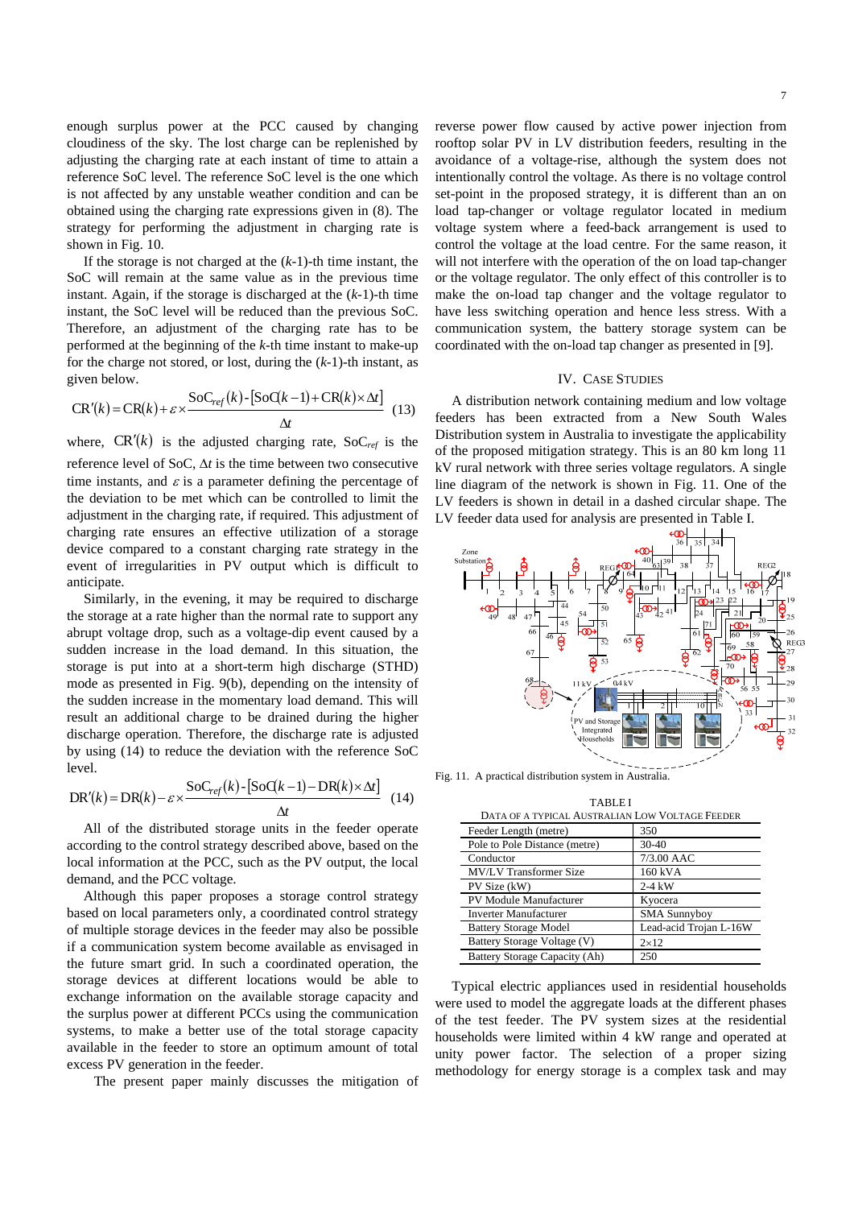enough surplus power at the PCC caused by changing cloudiness of the sky. The lost charge can be replenished by adjusting the charging rate at each instant of time to attain a reference SoC level. The reference SoC level is the one which is not affected by any unstable weather condition and can be obtained using the charging rate expressions given in (8). The strategy for performing the adjustment in charging rate is shown in Fig. 10.

If the storage is not charged at the ($k$-1)-th time instant, the SoC will remain at the same value as in the previous time instant. Again, if the storage is discharged at the ($k$-1)-th time instant, the SoC level will be reduced than the previous SoC. Therefore, an adjustment of the charging rate has to be performed at the beginning of the $k$-th time instant to make-up for the charge not stored, or lost, during the ($k$-1)-th instant, as given below.

$$\mathrm{CR}'(k) = \mathrm{CR}(k) + \varepsilon \times \frac{\mathrm{SoC}_{ref}(k) - [\mathrm{SoC}(k-1) + \mathrm{CR}(k) \times \Delta t]}{\Delta t} \quad (13)$$

where, $\mathrm{CR}'(k)$ is the adjusted charging rate, $\mathrm{SoC}_{ref}$ is the reference level of SoC, $\Delta t$ is the time between two consecutive time instants, and $\varepsilon$ is a parameter defining the percentage of the deviation to be met which can be controlled to limit the adjustment in the charging rate, if required. This adjustment of charging rate ensures an effective utilization of a storage device compared to a constant charging rate strategy in the event of irregularities in PV output which is difficult to anticipate.

Similarly, in the evening, it may be required to discharge the storage at a rate higher than the normal rate to support any abrupt voltage drop, such as a voltage-dip event caused by a sudden increase in the load demand. In this situation, the storage is put into at a short-term high discharge (STHD) mode as presented in Fig. 9(b), depending on the intensity of the sudden increase in the momentary load demand. This will result an additional charge to be drained during the higher discharge operation. Therefore, the discharge rate is adjusted by using (14) to reduce the deviation with the reference SoC level.

$$\mathrm{DR}'(k) = \mathrm{DR}(k) - \varepsilon \times \frac{\mathrm{SoC}_{ref}(k) - [\mathrm{SoC}(k-1) - \mathrm{DR}(k) \times \Delta t]}{\Delta t} \quad (14)$$

All of the distributed storage units in the feeder operate according to the control strategy described above, based on the local information at the PCC, such as the PV output, the local demand, and the PCC voltage.

Although this paper proposes a storage control strategy based on local parameters only, a coordinated control strategy of multiple storage devices in the feeder may also be possible if a communication system become available as envisaged in the future smart grid. In such a coordinated operation, the storage devices at different locations would be able to exchange information on the available storage capacity and the surplus power at different PCCs using the communication systems, to make a better use of the total storage capacity available in the feeder to store an optimum amount of total excess PV generation in the feeder.

The present paper mainly discusses the mitigation of reverse power flow caused by active power injection from rooftop solar PV in LV distribution feeders, resulting in the avoidance of a voltage-rise, although the system does not intentionally control the voltage. As there is no voltage control set-point in the proposed strategy, it is different than an on load tap-changer or voltage regulator located in medium voltage system where a feed-back arrangement is used to control the voltage at the load centre. For the same reason, it will not interfere with the operation of the on load tap-changer or the voltage regulator. The only effect of this controller is to make the on-load tap changer and the voltage regulator to have less switching operation and hence less stress. With a communication system, the battery storage system can be coordinated with the on-load tap changer as presented in [9].

## IV. Case Studies

A distribution network containing medium and low voltage feeders has been extracted from a New South Wales Distribution system in Australia to investigate the applicability of the proposed mitigation strategy. This is an 80 km long 11 kV rural network with three series voltage regulators. A single line diagram of the network is shown in Fig. 11. One of the LV feeders is shown in detail in a dashed circular shape. The LV feeder data used for analysis are presented in Table I.

Zone Substation
REG1
REG2
REG3
11 kV
0.4 kV
PV and Storage Integrated Households

Fig. 11. A practical distribution system in Australia.

TABLE I
Data of a Typical Australian Low Voltage Feeder

| | |
|---|---|
| Feeder Length (metre) | 350 |
| Pole to Pole Distance (metre) | 30-40 |
| Conductor | 7/3.00 AAC |
| MV/LV Transformer Size | 160 kVA |
| PV Size (kW) | 2-4 kW |
| PV Module Manufacturer | Kyocera |
| Inverter Manufacturer | SMA Sunnyboy |
| Battery Storage Model | Lead-acid Trojan L-16W |
| Battery Storage Voltage (V) | 2×12 |
| Battery Storage Capacity (Ah) | 250 |

Typical electric appliances used in residential households were used to model the aggregate loads at the different phases of the test feeder. The PV system sizes at the residential households were limited within 4 kW range and operated at unity power factor. The selection of a proper sizing methodology for energy storage is a complex task and may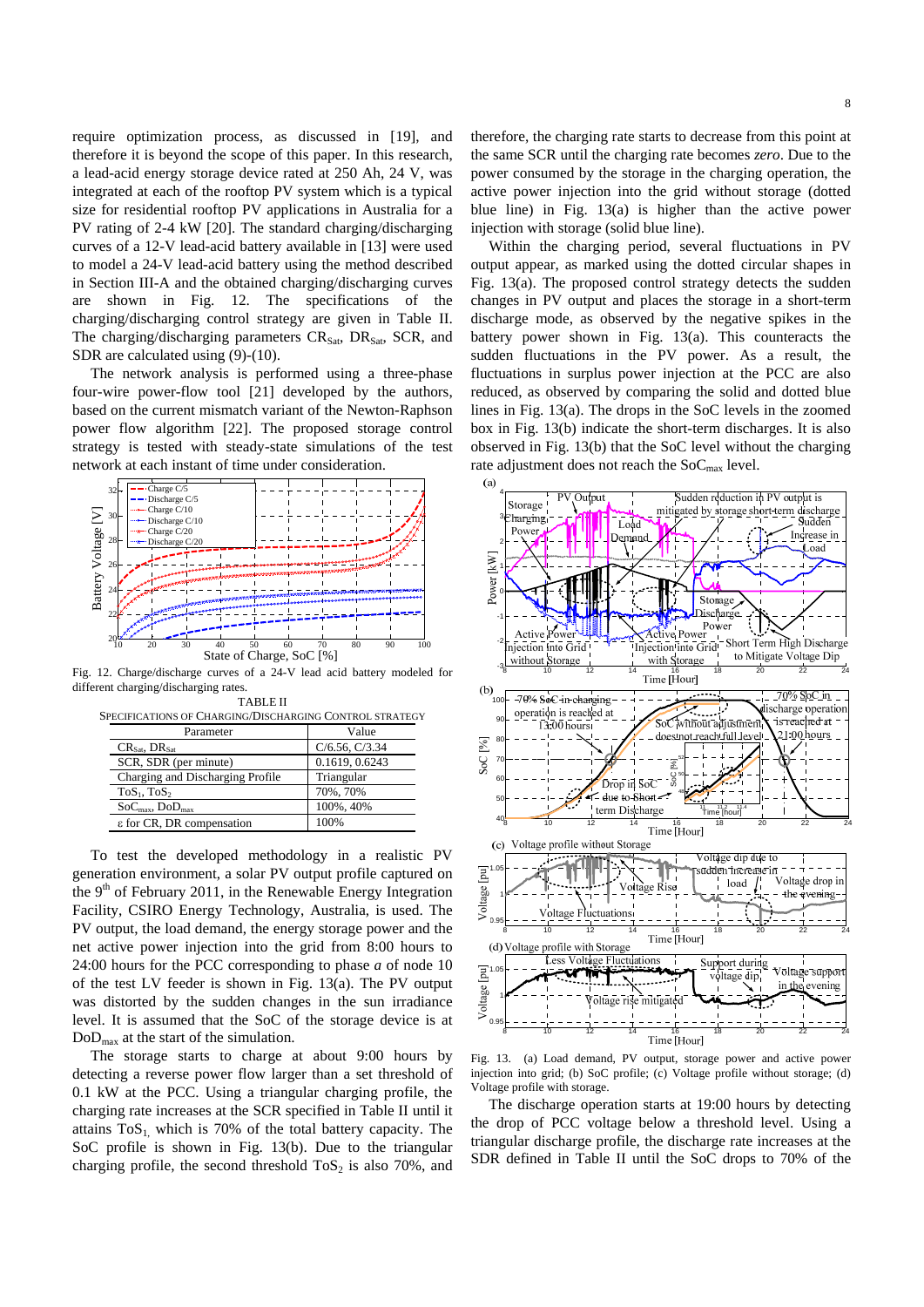require optimization process, as discussed in [19], and therefore it is beyond the scope of this paper. In this research, a lead-acid energy storage device rated at 250 Ah, 24 V, was integrated at each of the rooftop PV system which is a typical size for residential rooftop PV applications in Australia for a PV rating of 2-4 kW [20]. The standard charging/discharging curves of a 12-V lead-acid battery available in [13] were used to model a 24-V lead-acid battery using the method described in Section III-A and the obtained charging/discharging curves are shown in Fig. 12. The specifications of the charging/discharging control strategy are given in Table II. The charging/discharging parameters $CR_{Sat}$, $DR_{Sat}$, SCR, and SDR are calculated using (9)-(10).

The network analysis is performed using a three-phase four-wire power-flow tool [21] developed by the authors, based on the current mismatch variant of the Newton-Raphson power flow algorithm [22]. The proposed storage control strategy is tested with steady-state simulations of the test network at each instant of time under consideration.

Fig. 12. Charge/discharge curves of a 24-V lead acid battery modeled for different charging/discharging rates.

TABLE II
SPECIFICATIONS OF CHARGING/DISCHARGING CONTROL STRATEGY

| Parameter | Value |
|---|---|
| $CR_{Sat}$, $DR_{Sat}$ | C/6.56, C/3.34 |
| SCR, SDR (per minute) | 0.1619, 0.6243 |
| Charging and Discharging Profile | Triangular |
| $ToS_1$, $ToS_2$ | 70%, 70% |
| $SoC_{max}$, $DoD_{max}$ | 100%, 40% |
| ε for CR, DR compensation | 100% |

To test the developed methodology in a realistic PV generation environment, a solar PV output profile captured on the 9th of February 2011, in the Renewable Energy Integration Facility, CSIRO Energy Technology, Australia, is used. The PV output, the load demand, the energy storage power and the net active power injection into the grid from 8:00 hours to 24:00 hours for the PCC corresponding to phase *a* of node 10 of the test LV feeder is shown in Fig. 13(a). The PV output was distorted by the sudden changes in the sun irradiance level. It is assumed that the SoC of the storage device is at $DoD_{max}$ at the start of the simulation.

The storage starts to charge at about 9:00 hours by detecting a reverse power flow larger than a set threshold of 0.1 kW at the PCC. Using a triangular charging profile, the charging rate increases at the SCR specified in Table II until it attains $ToS_1$, which is 70% of the total battery capacity. The SoC profile is shown in Fig. 13(b). Due to the triangular charging profile, the second threshold $ToS_2$ is also 70%, and therefore, the charging rate starts to decrease from this point at the same SCR until the charging rate becomes *zero*. Due to the power consumed by the storage in the charging operation, the active power injection into the grid without storage (dotted blue line) in Fig. 13(a) is higher than the active power injection with storage (solid blue line).

Within the charging period, several fluctuations in PV output appear, as marked using the dotted circular shapes in Fig. 13(a). The proposed control strategy detects the sudden changes in PV output and places the storage in a short-term discharge mode, as observed by the negative spikes in the battery power shown in Fig. 13(a). This counteracts the sudden fluctuations in the PV power. As a result, the fluctuations in surplus power injection at the PCC are also reduced, as observed by comparing the solid and dotted blue lines in Fig. 13(a). The drops in the SoC levels in the zoomed box in Fig. 13(b) indicate the short-term discharges. It is also observed in Fig. 13(b) that the SoC level without the charging rate adjustment does not reach the $SoC_{max}$ level.

Fig. 13. (a) Load demand, PV output, storage power and active power injection into grid; (b) SoC profile; (c) Voltage profile without storage; (d) Voltage profile with storage.

The discharge operation starts at 19:00 hours by detecting the drop of PCC voltage below a threshold level. Using a triangular discharge profile, the discharge rate increases at the SDR defined in Table II until the SoC drops to 70% of the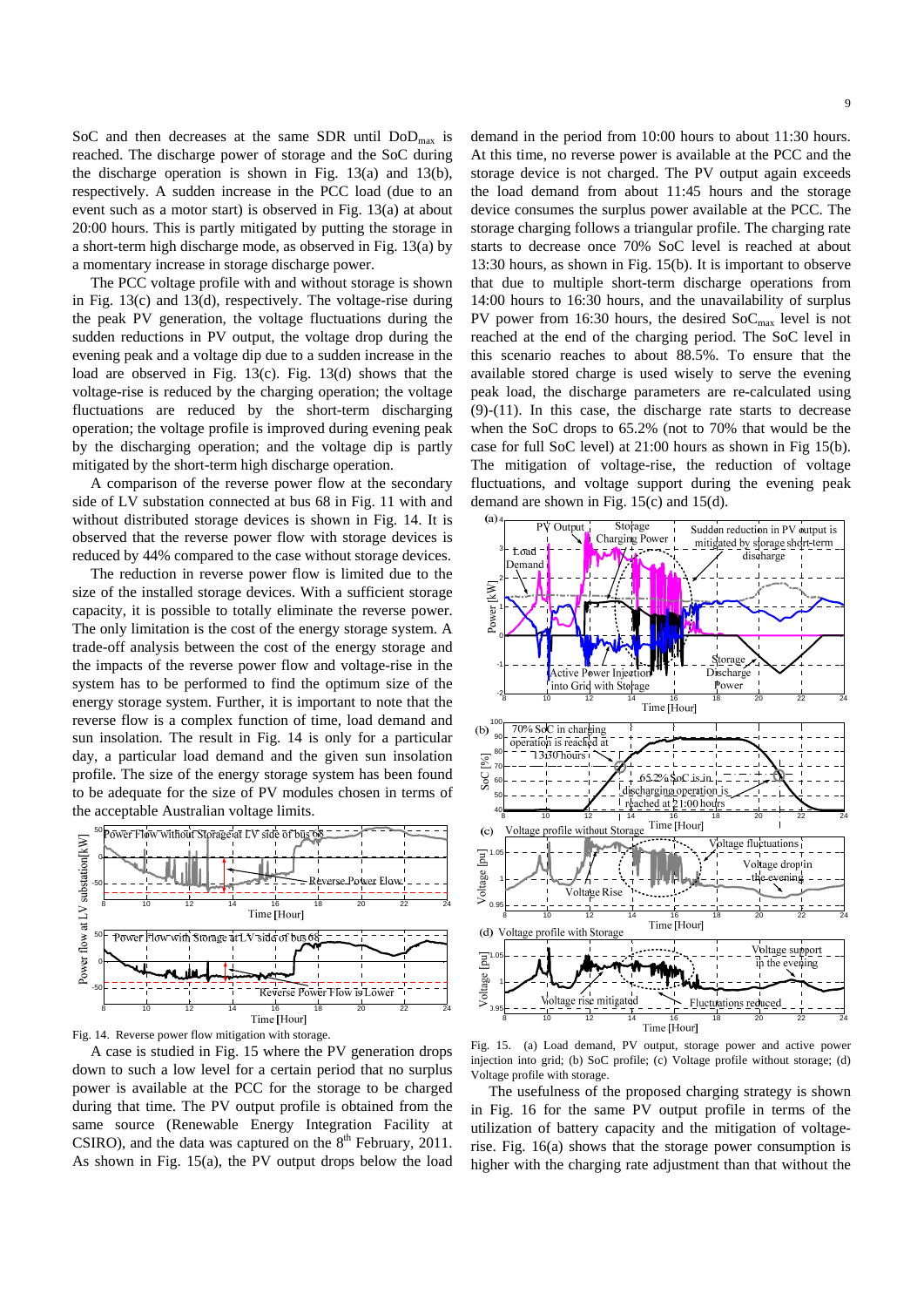SoC and then decreases at the same SDR until $DoD_{max}$ is reached. The discharge power of storage and the SoC during the discharge operation is shown in Fig. 13(a) and 13(b), respectively. A sudden increase in the PCC load (due to an event such as a motor start) is observed in Fig. 13(a) at about 20:00 hours. This is partly mitigated by putting the storage in a short-term high discharge mode, as observed in Fig. 13(a) by a momentary increase in storage discharge power.

The PCC voltage profile with and without storage is shown in Fig. 13(c) and 13(d), respectively. The voltage-rise during the peak PV generation, the voltage fluctuations during the sudden reductions in PV output, the voltage drop during the evening peak and a voltage dip due to a sudden increase in the load are observed in Fig. 13(c). Fig. 13(d) shows that the voltage-rise is reduced by the charging operation; the voltage fluctuations are reduced by the short-term discharging operation; the voltage profile is improved during evening peak by the discharging operation; and the voltage dip is partly mitigated by the short-term high discharge operation.

A comparison of the reverse power flow at the secondary side of LV substation connected at bus 68 in Fig. 11 with and without distributed storage devices is shown in Fig. 14. It is observed that the reverse power flow with storage devices is reduced by 44% compared to the case without storage devices.

The reduction in reverse power flow is limited due to the size of the installed storage devices. With a sufficient storage capacity, it is possible to totally eliminate the reverse power. The only limitation is the cost of the energy storage system. A trade-off analysis between the cost of the energy storage and the impacts of the reverse power flow and voltage-rise in the system has to be performed to find the optimum size of the energy storage system. Further, it is important to note that the reverse flow is a complex function of time, load demand and sun insolation. The result in Fig. 14 is only for a particular day, a particular load demand and the given sun insolation profile. The size of the energy storage system has been found to be adequate for the size of PV modules chosen in terms of the acceptable Australian voltage limits.

Fig. 14. Reverse power flow mitigation with storage.

A case is studied in Fig. 15 where the PV generation drops down to such a low level for a certain period that no surplus power is available at the PCC for the storage to be charged during that time. The PV output profile is obtained from the same source (Renewable Energy Integration Facility at CSIRO), and the data was captured on the 8th February, 2011. As shown in Fig. 15(a), the PV output drops below the load demand in the period from 10:00 hours to about 11:30 hours. At this time, no reverse power is available at the PCC and the storage device is not charged. The PV output again exceeds the load demand from about 11:45 hours and the storage device consumes the surplus power available at the PCC. The storage charging follows a triangular profile. The charging rate starts to decrease once 70% SoC level is reached at about 13:30 hours, as shown in Fig. 15(b). It is important to observe that due to multiple short-term discharge operations from 14:00 hours to 16:30 hours, and the unavailability of surplus PV power from 16:30 hours, the desired $SoC_{max}$ level is not reached at the end of the charging period. The SoC level in this scenario reaches to about 88.5%. To ensure that the available stored charge is used wisely to serve the evening peak load, the discharge parameters are re-calculated using (9)-(11). In this case, the discharge rate starts to decrease when the SoC drops to 65.2% (not to 70% that would be the case for full SoC level) at 21:00 hours as shown in Fig 15(b). The mitigation of voltage-rise, the reduction of voltage fluctuations, and voltage support during the evening peak demand are shown in Fig. 15(c) and 15(d).

Fig. 15. (a) Load demand, PV output, storage power and active power injection into grid; (b) SoC profile; (c) Voltage profile without storage; (d) Voltage profile with storage.

The usefulness of the proposed charging strategy is shown in Fig. 16 for the same PV output profile in terms of the utilization of battery capacity and the mitigation of voltage-rise. Fig. 16(a) shows that the storage power consumption is higher with the charging rate adjustment than that without the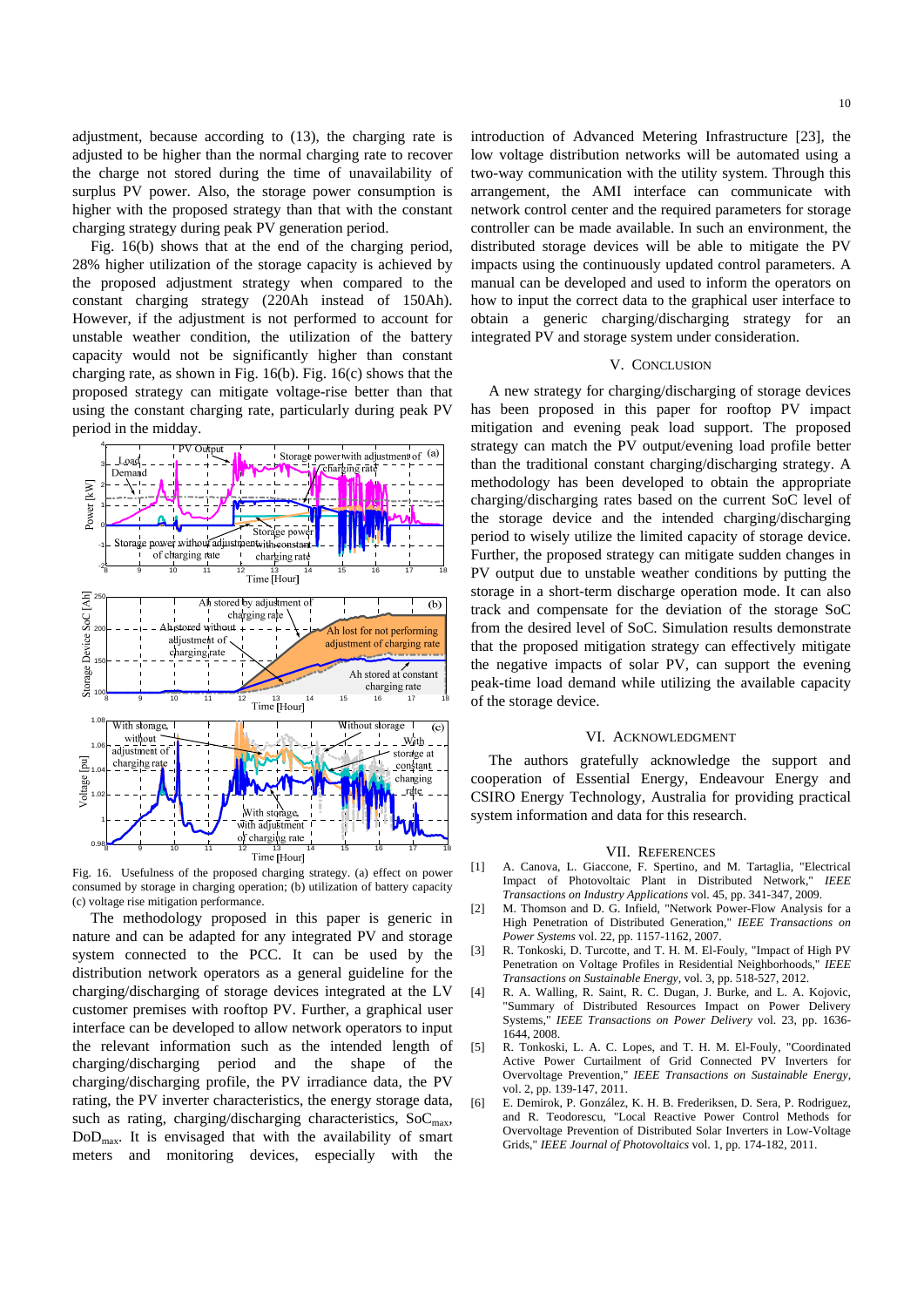adjustment, because according to (13), the charging rate is adjusted to be higher than the normal charging rate to recover the charge not stored during the time of unavailability of surplus PV power. Also, the storage power consumption is higher with the proposed strategy than that with the constant charging strategy during peak PV generation period.

Fig. 16(b) shows that at the end of the charging period, 28% higher utilization of the storage capacity is achieved by the proposed adjustment strategy when compared to the constant charging strategy (220Ah instead of 150Ah). However, if the adjustment is not performed to account for unstable weather condition, the utilization of the battery capacity would not be significantly higher than constant charging rate, as shown in Fig. 16(b). Fig. 16(c) shows that the proposed strategy can mitigate voltage-rise better than that using the constant charging rate, particularly during peak PV period in the midday.

(a)
Load Demand
PV Output
Storage power with adjustment of charging rate
Storage power without adjustment of charging rate
Storage power with constant charging rate
Power [kW]
Time [Hour]

(b)
Ah stored by adjustment of charging rate
Ah stored without adjustment of charging rate
Ah lost for not performing adjustment of charging rate
Ah stored at constant charging rate
Storage Device SoC [Ah]
Time [Hour]

(c)
With storage, without adjustment of charging rate
Without storage
With storage at constant charging rate
With storage, with adjustment of charging rate
Voltage [pu]
Time [Hour]

Fig. 16. Usefulness of the proposed charging strategy. (a) effect on power consumed by storage in charging operation; (b) utilization of battery capacity (c) voltage rise mitigation performance.

The methodology proposed in this paper is generic in nature and can be adapted for any integrated PV and storage system connected to the PCC. It can be used by the distribution network operators as a general guideline for the charging/discharging of storage devices integrated at the LV customer premises with rooftop PV. Further, a graphical user interface can be developed to allow network operators to input the relevant information such as the intended length of charging/discharging period and the shape of the charging/discharging profile, the PV irradiance data, the PV rating, the PV inverter characteristics, the energy storage data, such as rating, charging/discharging characteristics, $SoC_{max}$, $DoD_{max}$. It is envisaged that with the availability of smart meters and monitoring devices, especially with the introduction of Advanced Metering Infrastructure [23], the low voltage distribution networks will be automated using a two-way communication with the utility system. Through this arrangement, the AMI interface can communicate with network control center and the required parameters for storage controller can be made available. In such an environment, the distributed storage devices will be able to mitigate the PV impacts using the continuously updated control parameters. A manual can be developed and used to inform the operators on how to input the correct data to the graphical user interface to obtain a generic charging/discharging strategy for an integrated PV and storage system under consideration.

## V. Conclusion

A new strategy for charging/discharging of storage devices has been proposed in this paper for rooftop PV impact mitigation and evening peak load support. The proposed strategy can match the PV output/evening load profile better than the traditional constant charging/discharging strategy. A methodology has been developed to obtain the appropriate charging/discharging rates based on the current SoC level of the storage device and the intended charging/discharging period to wisely utilize the limited capacity of storage device. Further, the proposed strategy can mitigate sudden changes in PV output due to unstable weather conditions by putting the storage in a short-term discharge operation mode. It can also track and compensate for the deviation of the storage SoC from the desired level of SoC. Simulation results demonstrate that the proposed mitigation strategy can effectively mitigate the negative impacts of solar PV, can support the evening peak-time load demand while utilizing the available capacity of the storage device.

## VI. Acknowledgment

The authors gratefully acknowledge the support and cooperation of Essential Energy, Endeavour Energy and CSIRO Energy Technology, Australia for providing practical system information and data for this research.

## VII. References

[1] A. Canova, L. Giaccone, F. Spertino, and M. Tartaglia, "Electrical Impact of Photovoltaic Plant in Distributed Network," *IEEE Transactions on Industry Applications* vol. 45, pp. 341-347, 2009.

[2] M. Thomson and D. G. Infield, "Network Power-Flow Analysis for a High Penetration of Distributed Generation," *IEEE Transactions on Power Systems* vol. 22, pp. 1157-1162, 2007.

[3] R. Tonkoski, D. Turcotte, and T. H. M. El-Fouly, "Impact of High PV Penetration on Voltage Profiles in Residential Neighborhoods," *IEEE Transactions on Sustainable Energy*, vol. 3, pp. 518-527, 2012.

[4] R. A. Walling, R. Saint, R. C. Dugan, J. Burke, and L. A. Kojovic, "Summary of Distributed Resources Impact on Power Delivery Systems," *IEEE Transactions on Power Delivery* vol. 23, pp. 1636-1644, 2008.

[5] R. Tonkoski, L. A. C. Lopes, and T. H. M. El-Fouly, "Coordinated Active Power Curtailment of Grid Connected PV Inverters for Overvoltage Prevention," *IEEE Transactions on Sustainable Energy*, vol. 2, pp. 139-147, 2011.

[6] E. Demirok, P. González, K. H. B. Frederiksen, D. Sera, P. Rodriguez, and R. Teodorescu, "Local Reactive Power Control Methods for Overvoltage Prevention of Distributed Solar Inverters in Low-Voltage Grids," *IEEE Journal of Photovoltaics* vol. 1, pp. 174-182, 2011.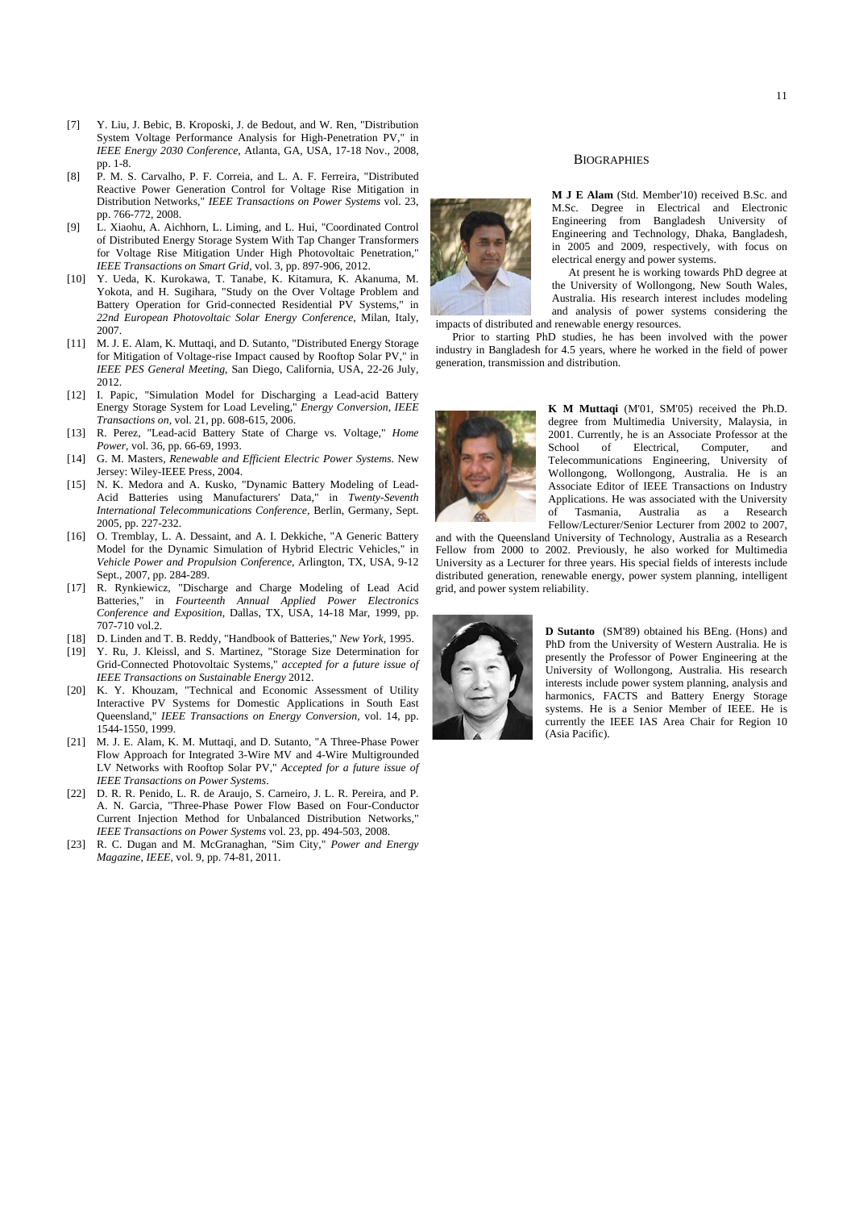[7] Y. Liu, J. Bebic, B. Kroposki, J. de Bedout, and W. Ren, "Distribution System Voltage Performance Analysis for High-Penetration PV," in *IEEE Energy 2030 Conference*, Atlanta, GA, USA, 17-18 Nov., 2008, pp. 1-8.

[8] P. M. S. Carvalho, P. F. Correia, and L. A. F. Ferreira, "Distributed Reactive Power Generation Control for Voltage Rise Mitigation in Distribution Networks," *IEEE Transactions on Power Systems* vol. 23, pp. 766-772, 2008.

[9] L. Xiaohu, A. Aichhorn, L. Liming, and L. Hui, "Coordinated Control of Distributed Energy Storage System With Tap Changer Transformers for Voltage Rise Mitigation Under High Photovoltaic Penetration," *IEEE Transactions on Smart Grid*, vol. 3, pp. 897-906, 2012.

[10] Y. Ueda, K. Kurokawa, T. Tanabe, K. Kitamura, K. Akanuma, M. Yokota, and H. Sugihara, "Study on the Over Voltage Problem and Battery Operation for Grid-connected Residential PV Systems," in *22nd European Photovoltaic Solar Energy Conference*, Milan, Italy, 2007.

[11] M. J. E. Alam, K. Muttaqi, and D. Sutanto, "Distributed Energy Storage for Mitigation of Voltage-rise Impact caused by Rooftop Solar PV," in *IEEE PES General Meeting*, San Diego, California, USA, 22-26 July, 2012.

[12] I. Papic, "Simulation Model for Discharging a Lead-acid Battery Energy Storage System for Load Leveling," *Energy Conversion, IEEE Transactions on*, vol. 21, pp. 608-615, 2006.

[13] R. Perez, "Lead-acid Battery State of Charge vs. Voltage," *Home Power*, vol. 36, pp. 66-69, 1993.

[14] G. M. Masters, *Renewable and Efficient Electric Power Systems*. New Jersey: Wiley-IEEE Press, 2004.

[15] N. K. Medora and A. Kusko, "Dynamic Battery Modeling of Lead-Acid Batteries using Manufacturers' Data," in *Twenty-Seventh International Telecommunications Conference*, Berlin, Germany, Sept. 2005, pp. 227-232.

[16] O. Tremblay, L. A. Dessaint, and A. I. Dekkiche, "A Generic Battery Model for the Dynamic Simulation of Hybrid Electric Vehicles," in *Vehicle Power and Propulsion Conference*, Arlington, TX, USA, 9-12 Sept., 2007, pp. 284-289.

[17] R. Rynkiewicz, "Discharge and Charge Modeling of Lead Acid Batteries," in *Fourteenth Annual Applied Power Electronics Conference and Exposition*, Dallas, TX, USA, 14-18 Mar, 1999, pp. 707-710 vol.2.

[18] D. Linden and T. B. Reddy, "Handbook of Batteries," *New York*, 1995.

[19] Y. Ru, J. Kleissl, and S. Martinez, "Storage Size Determination for Grid-Connected Photovoltaic Systems," *accepted for a future issue of IEEE Transactions on Sustainable Energy* 2012.

[20] K. Y. Khouzam, "Technical and Economic Assessment of Utility Interactive PV Systems for Domestic Applications in South East Queensland," *IEEE Transactions on Energy Conversion*, vol. 14, pp. 1544-1550, 1999.

[21] M. J. E. Alam, K. M. Muttaqi, and D. Sutanto, "A Three-Phase Power Flow Approach for Integrated 3-Wire MV and 4-Wire Multigrounded LV Networks with Rooftop Solar PV," *Accepted for a future issue of IEEE Transactions on Power Systems*.

[22] D. R. R. Penido, L. R. de Araujo, S. Carneiro, J. L. R. Pereira, and P. A. N. Garcia, "Three-Phase Power Flow Based on Four-Conductor Current Injection Method for Unbalanced Distribution Networks," *IEEE Transactions on Power Systems* vol. 23, pp. 494-503, 2008.

[23] R. C. Dugan and M. McGranaghan, "Sim City," *Power and Energy Magazine, IEEE*, vol. 9, pp. 74-81, 2011.

## BIOGRAPHIES

**M J E Alam** (Std. Member'10) received B.Sc. and M.Sc. Degree in Electrical and Electronic Engineering from Bangladesh University of Engineering and Technology, Dhaka, Bangladesh, in 2005 and 2009, respectively, with focus on electrical energy and power systems.

At present he is working towards PhD degree at the University of Wollongong, New South Wales, Australia. His research interest includes modeling and analysis of power systems considering the impacts of distributed and renewable energy resources.

Prior to starting PhD studies, he has been involved with the power industry in Bangladesh for 4.5 years, where he worked in the field of power generation, transmission and distribution.

**K M Muttaqi** (M'01, SM'05) received the Ph.D. degree from Multimedia University, Malaysia, in 2001. Currently, he is an Associate Professor at the School of Electrical, Computer, and Telecommunications Engineering, University of Wollongong, Wollongong, Australia. He is an Associate Editor of IEEE Transactions on Industry Applications. He was associated with the University of Tasmania, Australia as a Research Fellow/Lecturer/Senior Lecturer from 2002 to 2007, and with the Queensland University of Technology, Australia as a Research Fellow from 2000 to 2002. Previously, he also worked for Multimedia University as a Lecturer for three years. His special fields of interests include distributed generation, renewable energy, power system planning, intelligent grid, and power system reliability.

**D Sutanto** (SM'89) obtained his BEng. (Hons) and PhD from the University of Western Australia. He is presently the Professor of Power Engineering at the University of Wollongong, Australia. His research interests include power system planning, analysis and harmonics, FACTS and Battery Energy Storage systems. He is a Senior Member of IEEE. He is currently the IEEE IAS Area Chair for Region 10 (Asia Pacific).